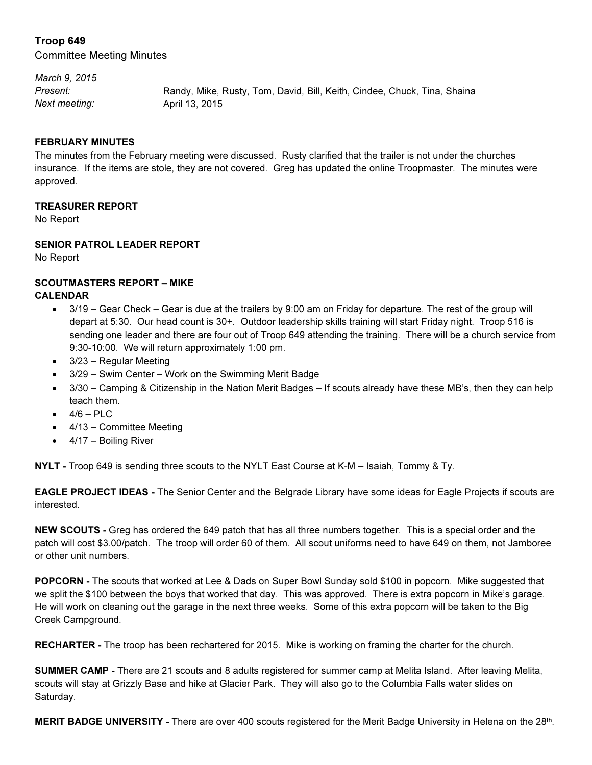**Troop 649**

Committee Meeting Minutes

| | |
|---|---|
| *March 9, 2015* | |
| *Present:* | Randy, Mike, Rusty, Tom, David, Bill, Keith, Cindee, Chuck, Tina, Shaina |
| *Next meeting:* | April 13, 2015 |

---

**FEBRUARY MINUTES**

The minutes from the February meeting were discussed. Rusty clarified that the trailer is not under the churches insurance. If the items are stole, they are not covered. Greg has updated the online Troopmaster. The minutes were approved.

**TREASURER REPORT**

No Report

**SENIOR PATROL LEADER REPORT**

No Report

**SCOUTMASTERS REPORT – MIKE**

**CALENDAR**

- 3/19 – Gear Check – Gear is due at the trailers by 9:00 am on Friday for departure. The rest of the group will depart at 5:30. Our head count is 30+. Outdoor leadership skills training will start Friday night. Troop 516 is sending one leader and there are four out of Troop 649 attending the training. There will be a church service from 9:30-10:00. We will return approximately 1:00 pm.
- 3/23 – Regular Meeting
- 3/29 – Swim Center – Work on the Swimming Merit Badge
- 3/30 – Camping & Citizenship in the Nation Merit Badges – If scouts already have these MB's, then they can help teach them.
- 4/6 – PLC
- 4/13 – Committee Meeting
- 4/17 – Boiling River

**NYLT -** Troop 649 is sending three scouts to the NYLT East Course at K-M – Isaiah, Tommy & Ty.

**EAGLE PROJECT IDEAS -** The Senior Center and the Belgrade Library have some ideas for Eagle Projects if scouts are interested.

**NEW SCOUTS -** Greg has ordered the 649 patch that has all three numbers together. This is a special order and the patch will cost $3.00/patch. The troop will order 60 of them. All scout uniforms need to have 649 on them, not Jamboree or other unit numbers.

**POPCORN -** The scouts that worked at Lee & Dads on Super Bowl Sunday sold $100 in popcorn. Mike suggested that we split the $100 between the boys that worked that day. This was approved. There is extra popcorn in Mike's garage. He will work on cleaning out the garage in the next three weeks. Some of this extra popcorn will be taken to the Big Creek Campground.

**RECHARTER -** The troop has been rechartered for 2015. Mike is working on framing the charter for the church.

**SUMMER CAMP -** There are 21 scouts and 8 adults registered for summer camp at Melita Island. After leaving Melita, scouts will stay at Grizzly Base and hike at Glacier Park. They will also go to the Columbia Falls water slides on Saturday.

**MERIT BADGE UNIVERSITY -** There are over 400 scouts registered for the Merit Badge University in Helena on the 28th.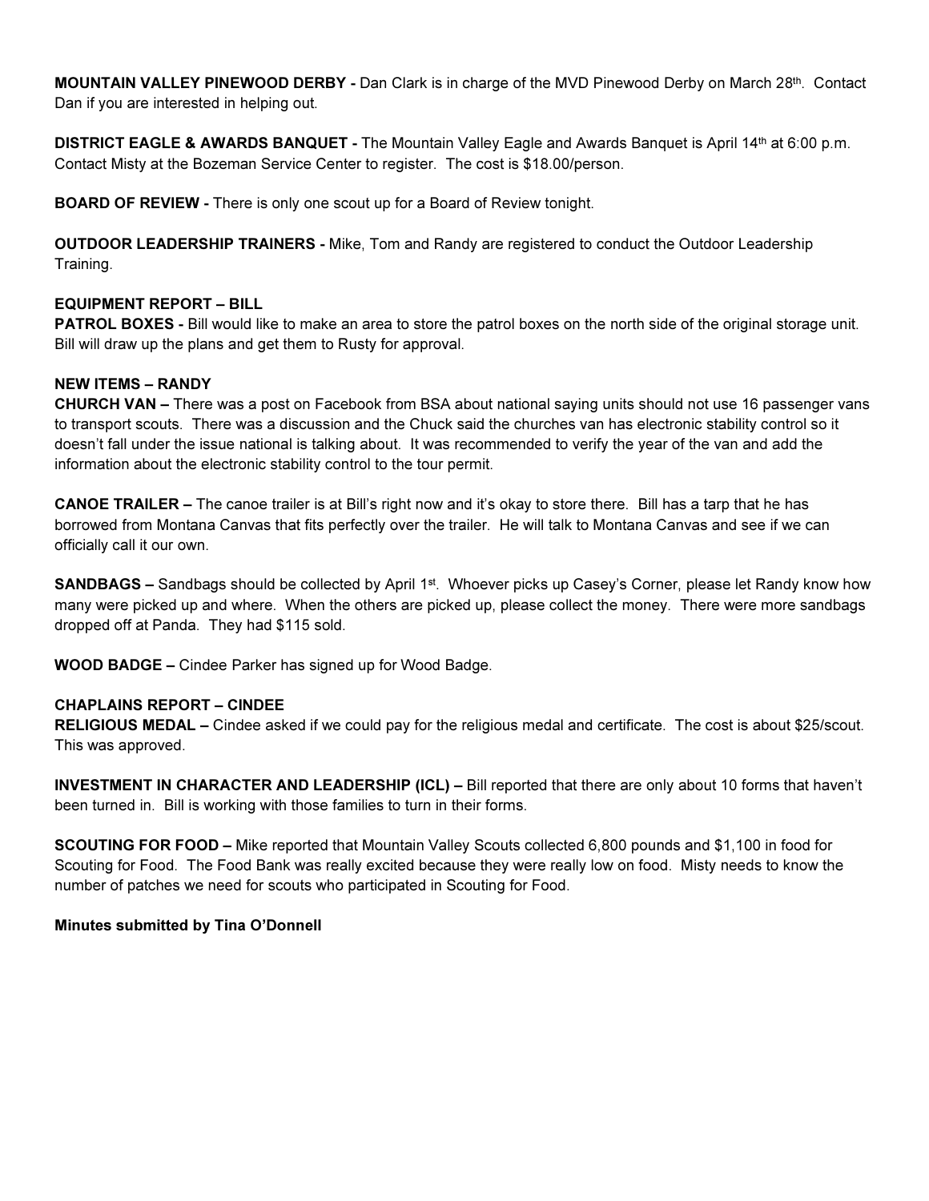**MOUNTAIN VALLEY PINEWOOD DERBY -** Dan Clark is in charge of the MVD Pinewood Derby on March 28th. Contact Dan if you are interested in helping out.

**DISTRICT EAGLE & AWARDS BANQUET -** The Mountain Valley Eagle and Awards Banquet is April 14th at 6:00 p.m. Contact Misty at the Bozeman Service Center to register. The cost is $18.00/person.

**BOARD OF REVIEW -** There is only one scout up for a Board of Review tonight.

**OUTDOOR LEADERSHIP TRAINERS -** Mike, Tom and Randy are registered to conduct the Outdoor Leadership Training.

**EQUIPMENT REPORT – BILL**

**PATROL BOXES -** Bill would like to make an area to store the patrol boxes on the north side of the original storage unit. Bill will draw up the plans and get them to Rusty for approval.

**NEW ITEMS – RANDY**

**CHURCH VAN –** There was a post on Facebook from BSA about national saying units should not use 16 passenger vans to transport scouts. There was a discussion and the Chuck said the churches van has electronic stability control so it doesn't fall under the issue national is talking about. It was recommended to verify the year of the van and add the information about the electronic stability control to the tour permit.

**CANOE TRAILER –** The canoe trailer is at Bill's right now and it's okay to store there. Bill has a tarp that he has borrowed from Montana Canvas that fits perfectly over the trailer. He will talk to Montana Canvas and see if we can officially call it our own.

**SANDBAGS –** Sandbags should be collected by April 1st. Whoever picks up Casey's Corner, please let Randy know how many were picked up and where. When the others are picked up, please collect the money. There were more sandbags dropped off at Panda. They had $115 sold.

**WOOD BADGE –** Cindee Parker has signed up for Wood Badge.

**CHAPLAINS REPORT – CINDEE**

**RELIGIOUS MEDAL –** Cindee asked if we could pay for the religious medal and certificate. The cost is about $25/scout. This was approved.

**INVESTMENT IN CHARACTER AND LEADERSHIP (ICL) –** Bill reported that there are only about 10 forms that haven't been turned in. Bill is working with those families to turn in their forms.

**SCOUTING FOR FOOD –** Mike reported that Mountain Valley Scouts collected 6,800 pounds and $1,100 in food for Scouting for Food. The Food Bank was really excited because they were really low on food. Misty needs to know the number of patches we need for scouts who participated in Scouting for Food.

**Minutes submitted by Tina O'Donnell**